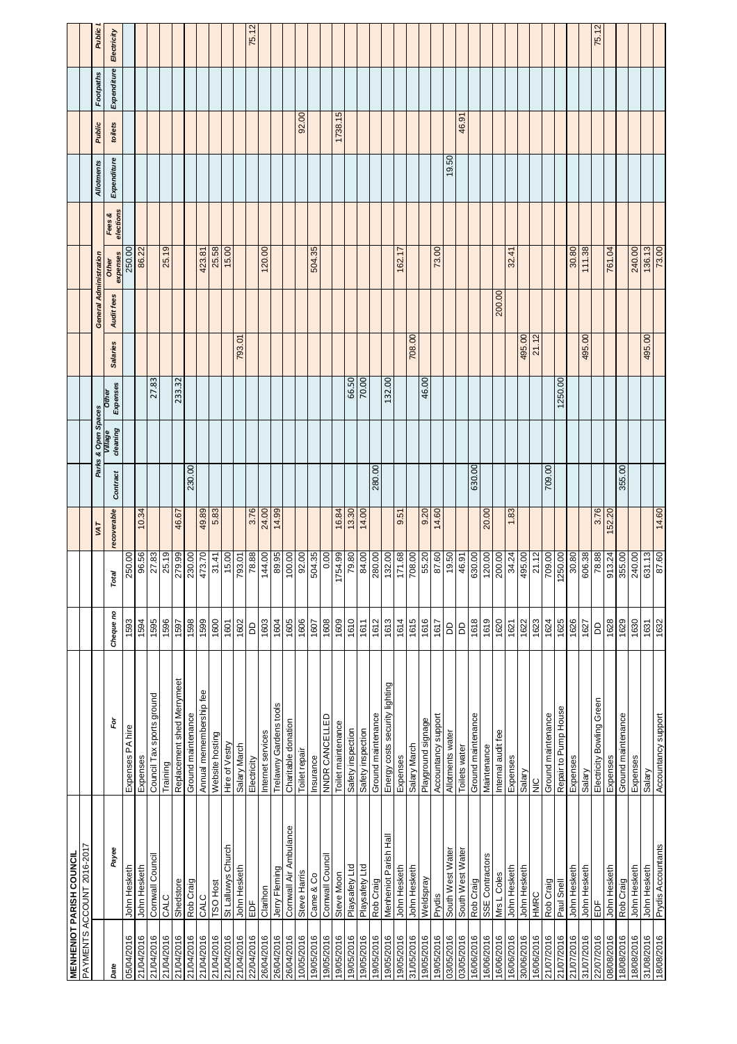# MENHENIOT PARISH COUNCIL

PAYMENTS ACCOUNT 2016-2017

| Date | Payee | For | Cheque no | Total | VAT | Parks & Open Spaces | | | | General Administration | | | Allotments | Public | Footpaths | Public L |
|---|---|---|---|---|---|---|---|---|---|---|---|---|---|---|---|---|
| | | | | | recoverable | Contract | Village cleaning | Other Expenses | Salaries | Audit fees | Other expenses | Fees & elections | Expenditure | toilets | Expenditure | Electricity |
| 05/04/2016 | John Hesketh | Expenses PA hire | 1593 | 250.00 | | | | | | | 250.00 | | | | | |
| 21/04/2016 | John Hesketh | Expenses | 1594 | 96.56 | 10.34 | | | | | | 86.22 | | | | | |
| 21/04/2016 | Cornwall Council | Council Tax sports ground | 1595 | 27.83 | | | | 27.83 | | | | | | | | |
| 21/04/2016 | CALC | Training | 1596 | 25.19 | | | | | | | 25.19 | | | | | |
| 21/04/2016 | Shedstore | Replacement shed Merrymeet | 1597 | 279.99 | 46.67 | | | 233.32 | | | | | | | | |
| 21/04/2016 | Rob Craig | Ground maintenance | 1598 | 230.00 | | 230.00 | | | | | | | | | | |
| 21/04/2016 | CALC | Annual memembership fee | 1599 | 473.70 | 49.89 | | | | | | 423.81 | | | | | |
| 21/04/2016 | TSO Host | Website hosting | 1600 | 31.41 | 5.83 | | | | | | 25.58 | | | | | |
| 21/04/2016 | St Lalluwys Church | Hire of Vestry | 1601 | 15.00 | | | | | | | 15.00 | | | | | |
| 21/04/2016 | John Hesketh | Salary March | 1602 | 793.01 | | | | | 793.01 | | | | | | | |
| 22/04/2016 | EDF | Electricity | DD | 78.88 | 3.76 | | | | | | | | | | | 75.12 |
| 26/04/2016 | Clarihon | Internet services | 1603 | 144.00 | 24.00 | | | | | | 120.00 | | | | | |
| 26/04/2016 | Jerry Fleming | Trelawny Gardens tools | 1604 | 89.95 | 14.99 | | | | | | | | | | | |
| 26/04/2016 | Cornwall Air Ambulance | Charitable donation | 1605 | 100.00 | | | | | | | | | | | | |
| 10/05/2016 | Steve Harris | Toilet repair | 1606 | 92.00 | | | | | | | | | | 92.00 | | |
| 19/05/2016 | Came & Co | Insurance | 1607 | 504.35 | | | | | | | 504.35 | | | | | |
| 19/05/2016 | Cornwall Council | NNDR CANCELLED | 1608 | 0.00 | | | | | | | | | | | | |
| 19/05/2016 | Steve Moon | Toilet maintenance | 1609 | 1754.99 | 16.84 | | | | | | | | | 1738.15 | | |
| 19/05/2016 | Playsafety Ltd | Safety inspection | 1610 | 79.80 | 13.30 | | | 66.50 | | | | | | | | |
| 19/05/2016 | Playsafety Ltd | Safety inspection | 1611 | 84.00 | 14.00 | | | 70.00 | | | | | | | | |
| 19/05/2016 | Rob Craig | Ground maintenance | 1612 | 280.00 | | 280.00 | | | | | | | | | | |
| 19/05/2016 | Menheniot Parish Hall | Energy costs security lighting | 1613 | 132.00 | | | | 132.00 | | | | | | | | |
| 19/05/2016 | John Hesketh | Expenses | 1614 | 171.68 | 9.51 | | | | | | 162.17 | | | | | |
| 31/05/2016 | John Hesketh | Salary March | 1615 | 708.00 | | | | | 708.00 | | | | | | | |
| 19/05/2016 | Weldspray | Playground signage | 1616 | 55.20 | 9.20 | | | 46.00 | | | | | | | | |
| 19/05/2016 | Prydis | Accountancy support | 1617 | 87.60 | 14.60 | | | | | | 73.00 | | | | | |
| 03/05/2016 | South West Water | Allotments water | DD | 19.50 | | | | | | | | | 19.50 | | | |
| 03/05/2016 | South West Water | Toilets water | DD | 46.91 | | | | | | | | | | 46.91 | | |
| 16/06/2016 | Rob Craig | Ground maintenance | 1618 | 630.00 | | 630.00 | | | | | | | | | | |
| 16/06/2016 | SSE Contractors | Maintenance | 1619 | 120.00 | 20.00 | | | | | | | | | | | |
| 16/06/2016 | Mrs L Coles | Internal audit fee | 1620 | 200.00 | | | | | | 200.00 | | | | | | |
| 16/06/2016 | John Hesketh | Expenses | 1621 | 34.24 | 1.83 | | | | | | 32.41 | | | | | |
| 30/06/2016 | John Hesketh | Salary | 1622 | 495.00 | | | | | 495.00 | | | | | | | |
| 16/06/2016 | HMRC | NIC | 1623 | 21.12 | | | | | 21.12 | | | | | | | |
| 21/07/2016 | Rob Craig | Ground maintenance | 1624 | 709.00 | | 709.00 | | | | | | | | | | |
| 21/07/2016 | Paul Snell | Repair to Pump House | 1625 | 1250.00 | | | | 1250.00 | | | | | | | | |
| 21/07/2016 | John Hesketh | Expenses | 1626 | 30.80 | | | | | | | 30.80 | | | | | |
| 31/07/2016 | John Hesketh | Salary | 1627 | 606.38 | | | | | 495.00 | | 111.38 | | | | | |
| 22/07/2016 | EDF | Electricity Bowling Green | DD | 78.88 | 3.76 | | | | | | | | | | | 75.12 |
| 08/08/2016 | John Hesketh | Expenses | 1628 | 913.24 | 152.20 | | | | | | 761.04 | | | | | |
| 18/08/2016 | Rob Craig | Ground maintenance | 1629 | 355.00 | | 355.00 | | | | | | | | | | |
| 18/08/2016 | John Hesketh | Expenses | 1630 | 240.00 | | | | | | | 240.00 | | | | | |
| 31/08/2016 | John Hesketh | Salary | 1631 | 631.13 | | | | | 495.00 | | 136.13 | | | | | |
| 18/08/2016 | Prydis Accountants | Accountancy support | 1632 | 87.60 | 14.60 | | | | | | 73.00 | | | | | |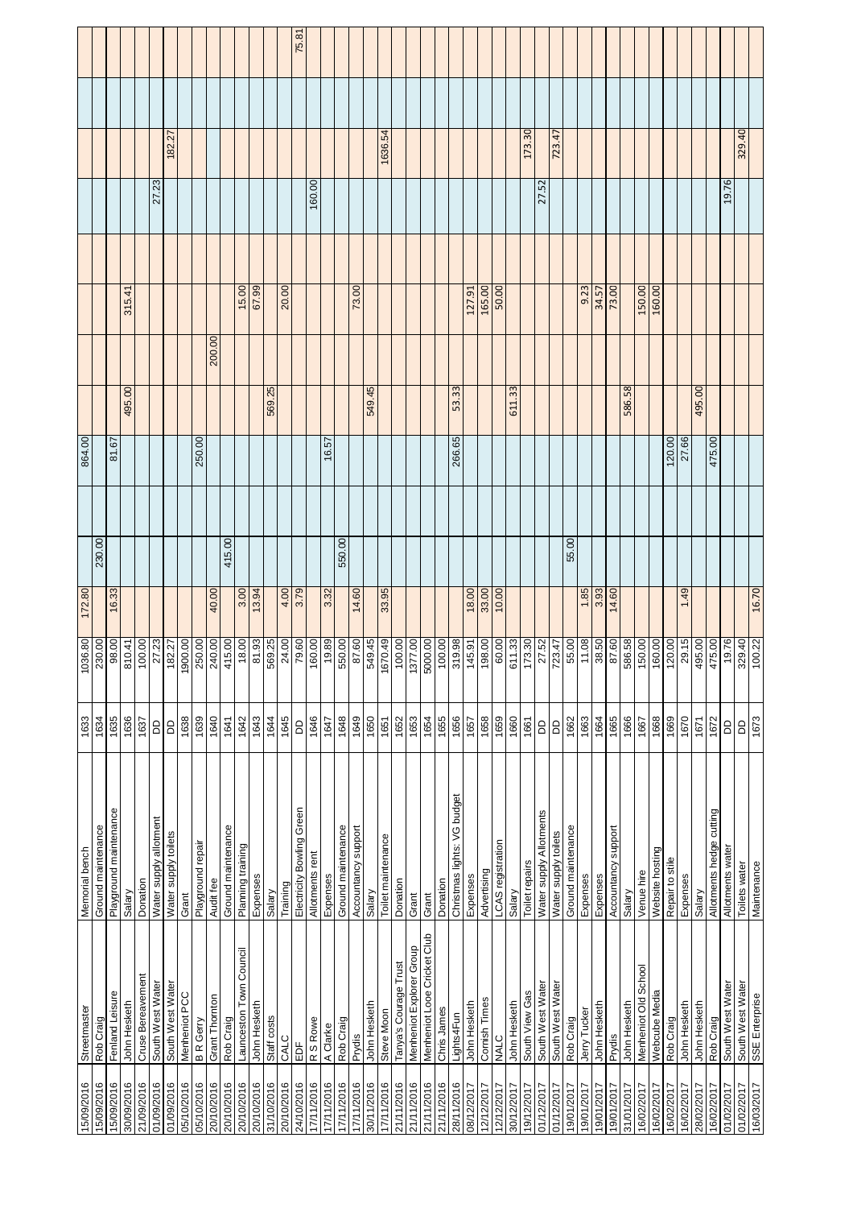| Date | Payee | Description | No. | Total | | | | | | | | | | | | |
|---|---|---|---|---|---|---|---|---|---|---|---|---|---|---|---|---|
| 15/09/2016 | Streetmaster | Memorial bench | 1633 | 1036.80 | 172.80 | | | 864.00 | | | | | | | | |
| 15/09/2016 | Rob Craig | Ground maintenance | 1634 | 230.00 | | 230.00 | | | | | | | | | | |
| 15/09/2016 | Fenland Leisure | Playground maintenance | 1635 | 98.00 | 16.33 | | | 81.67 | | | | | | | | |
| 30/09/2016 | John Hesketh | Salary | 1636 | 810.41 | | | | | 495.00 | | 315.41 | | | | | |
| 21/09/2016 | Cruse Bereavement | Donation | 1637 | 100.00 | | | | | | | | | | | | |
| 01/09/2016 | South West Water | Water supply allotment | DD | 27.23 | | | | | | | | | 27.23 | | | |
| 01/09/2016 | South West Water | Water supply toilets | DD | 182.27 | | | | | | | | | | 182.27 | | |
| 05/10/2016 | Menheniot PCC | Grant | 1638 | 1900.00 | | | | | | | | | | | | |
| 05/10/2016 | B R Gerry | Playground repair | 1639 | 250.00 | | | | 250.00 | | | | | | | | |
| 20/10/2016 | Grant Thornton | Audit fee | 1640 | 240.00 | 40.00 | | | | | 200.00 | | | | | | |
| 20/10/2016 | Rob Craig | Ground maintenance | 1641 | 415.00 | | 415.00 | | | | | | | | | | |
| 20/10/2016 | Launceston Town Council | Planning training | 1642 | 18.00 | 3.00 | | | | | | 15.00 | | | | | |
| 20/10/2016 | John Hesketh | Expenses | 1643 | 81.93 | 13.94 | | | | | | 67.99 | | | | | |
| 31/10/2016 | Staff costs | Salary | 1644 | 569.25 | | | | | 569.25 | | | | | | | |
| 20/10/2016 | CALC | Training | 1645 | 24.00 | 4.00 | | | | | | 20.00 | | | | | |
| 24/10/2016 | EDF | Electricity Bowling Green | DD | 79.60 | 3.79 | | | | | | | | | | | 75.81 |
| 17/11/2016 | R S Rowe | Allotments rent | 1646 | 160.00 | | | | | | | | | 160.00 | | | |
| 17/11/2016 | A Clarke | Expenses | 1647 | 19.89 | 3.32 | | | 16.57 | | | | | | | | |
| 17/11/2016 | Rob Craig | Ground maintenance | 1648 | 550.00 | | 550.00 | | | | | | | | | | |
| 17/11/2016 | Prydis | Accountancy support | 1649 | 87.60 | 14.60 | | | | | | 73.00 | | | | | |
| 30/11/2016 | John Hesketh | Salary | 1650 | 549.45 | | | | | 549.45 | | | | | | | |
| 17/11/2016 | Steve Moon | Toilet maintenance | 1651 | 1670.49 | 33.95 | | | | | | | | | 1636.54 | | |
| 21/11/2016 | Tanya's Courage Trust | Donation | 1652 | 100.00 | | | | | | | | | | | | |
| 21/11/2016 | Menheniot Explorer Group | Grant | 1653 | 1377.00 | | | | | | | | | | | | |
| 21/11/2016 | Menheniot Looe Cricket Club | Grant | 1654 | 5000.00 | | | | | | | | | | | | |
| 21/11/2016 | Chris James | Donation | 1655 | 100.00 | | | | | | | | | | | | |
| 28/11/2016 | Lights4Fun | Christmas lights: VG budget | 1656 | 319.98 | | | | 266.65 | 53.33 | | | | | | | |
| 08/12/2017 | John Hesketh | Expenses | 1657 | 145.91 | 18.00 | | | | | | 127.91 | | | | | |
| 12/12/2017 | Cornish Times | Advertising | 1658 | 198.00 | 33.00 | | | | | | 165.00 | | | | | |
| 12/12/2017 | NALC | LCAS registration | 1659 | 60.00 | 10.00 | | | | | | 50.00 | | | | | |
| 30/12/2017 | John Hesketh | Salary | 1660 | 611.33 | | | | | 611.33 | | | | | | | |
| 19/12/2017 | South View Gas | Toilet repairs | 1661 | 173.30 | | | | | | | | | | 173.30 | | |
| 01/12/2017 | South West Water | Water supply Allotments | DD | 27.52 | | | | | | | | | 27.52 | | | |
| 01/12/2017 | South West Water | Water supply toilets | DD | 723.47 | | | | | | | | | | 723.47 | | |
| 19/01/2017 | Rob Craig | Ground maintenance | 1662 | 55.00 | | 55.00 | | | | | | | | | | |
| 19/01/2017 | Jerry Tucker | Expenses | 1663 | 11.08 | 1.85 | | | | | | 9.23 | | | | | |
| 19/01/2017 | John Hesketh | Expenses | 1664 | 38.50 | 3.93 | | | | | | 34.57 | | | | | |
| 19/01/2017 | Prydis | Accountancy support | 1665 | 87.60 | 14.60 | | | | | | 73.00 | | | | | |
| 31/01/2017 | John Hesketh | Salary | 1666 | 586.58 | | | | | 586.58 | | | | | | | |
| 16/02/2017 | Menheniot Old School | Venue hire | 1667 | 150.00 | | | | | | | 150.00 | | | | | |
| 16/02/2017 | Webcube Media | Website hosting | 1668 | 160.00 | | | | | | | 160.00 | | | | | |
| 16/02/2017 | Rob Craig | Repair to stile | 1669 | 120.00 | | | | 120.00 | | | | | | | | |
| 16/02/2017 | John Hesketh | Expenses | 1670 | 29.15 | 1.49 | | | 27.66 | | | | | | | | |
| 28/02/2017 | John Hesketh | Salary | 1671 | 495.00 | | | | | 495.00 | | | | | | | |
| 16/02/2017 | Rob Craig | Allotments hedge cutting | 1672 | 475.00 | | | | 475.00 | | | | | | | | |
| 01/02/2017 | South West Water | Allotments water | DD | 19.76 | | | | | | | | | 19.76 | | | |
| 01/02/2017 | South West Water | Toilets water | DD | 329.40 | | | | | | | | | | 329.40 | | |
| 16/03/2017 | SSE Enterprise | Maintenance | 1673 | 100.22 | 16.70 | | | | | | | | | | | |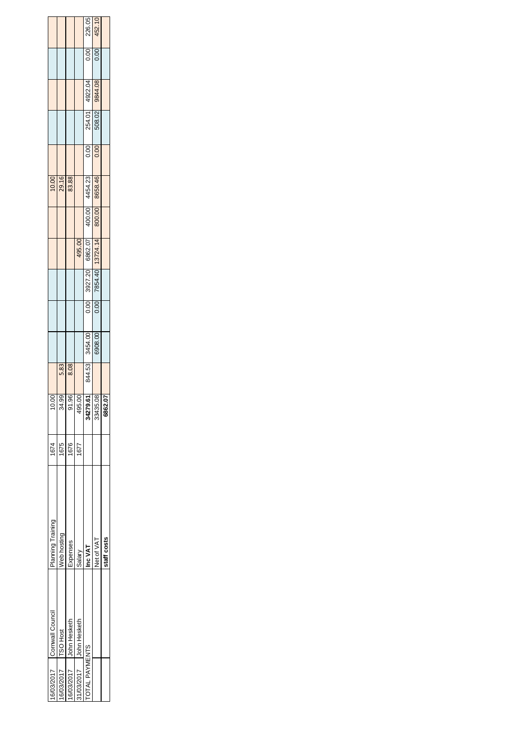| | | | | | | | | | | | | | | | | |
|---|---|---|---|---|---|---|---|---|---|---|---|---|---|---|---|---|
| 16/03/2017 | Cornwall Council | Planning Training | 1674 | 10.00 | | | | | | | 10.00 | | | | | |
| 16/03/2017 | TSO Host | Web hosting | 1675 | 34.99 | 5.83 | | | | | | 29.16 | | | | | |
| 16/03/2017 | John Hesketh | Expenses | 1676 | 91.96 | 8.08 | | | | | | 83.88 | | | | | |
| 31/03/2017 | John Hesketh | Salary | 1677 | 495.00 | | | | | 495.00 | | | | | | | |
| TOTAL PAYMENTS | | **Inc VAT** | | **34279.61** | 844.53 | 3454.00 | 0.00 | 3927.20 | 6862.07 | 400.00 | 4454.23 | 0.00 | 254.01 | 4922.04 | 0.00 | 226.05 |
| | | Net of VAT | | 33435.08 | | 6908.00 | 0.00 | 7854.40 | 13724.14 | 800.00 | 8658.46 | 0.00 | 508.02 | 9844.08 | 0.00 | 452.10 |
| | | **staff costs** | | **6862.07** | | | | | | | | | | | | |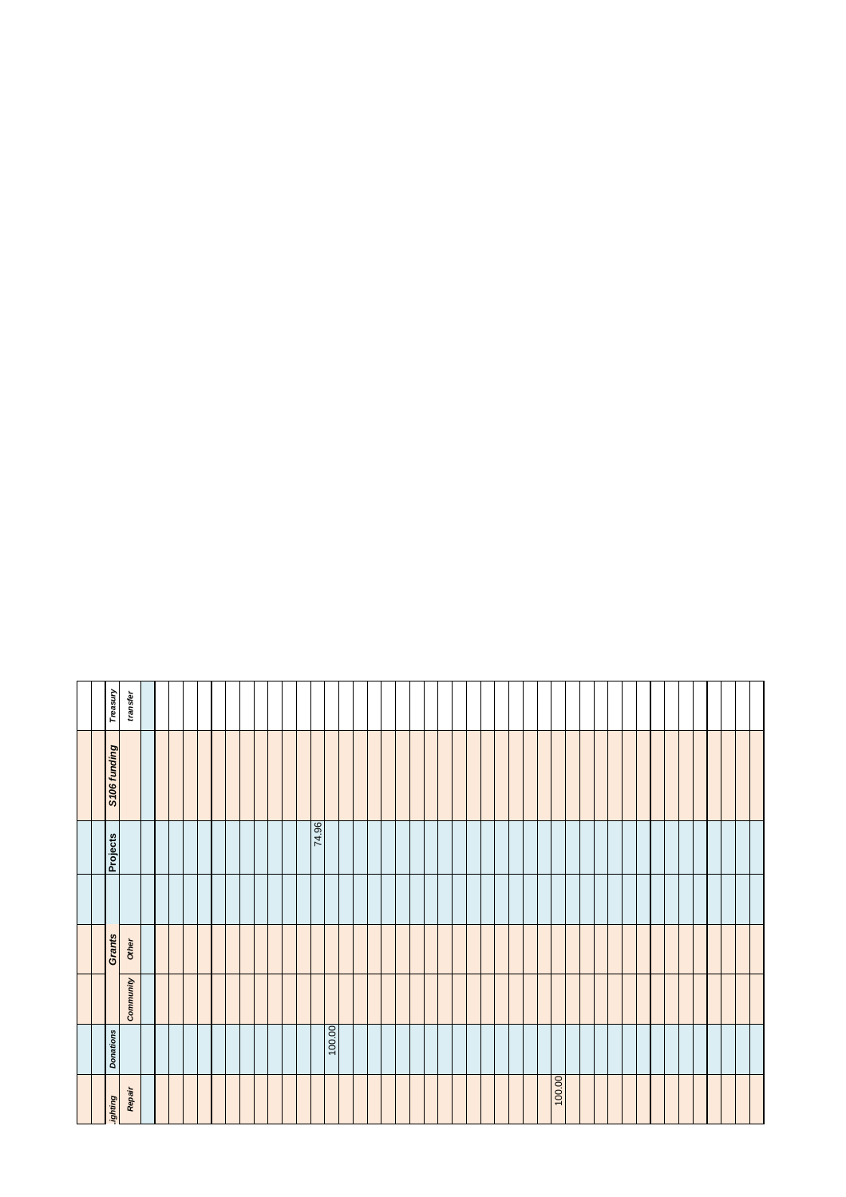| ighting | Donations | Grants | | | Projects | S106 funding | Treasury |
|---|---|---|---|---|---|---|---|
| Repair | | Community | Other | | | | transfer |
| | | | | | | | |
| | | | | | | | |
| | | | | | | | |
| | | | | | | | |
| | | | | | | | |
| | | | | | | | |
| | | | | | | | |
| | | | | | | | |
| | | | | | | | |
| | | | | | | | |
| | | | | | | | |
| | | | | | 74.96 | | |
| | 100.00 | | | | | | |
| | | | | | | | |
| | | | | | | | |
| | | | | | | | |
| | | | | | | | |
| | | | | | | | |
| | | | | | | | |
| | | | | | | | |
| | | | | | | | |
| | | | | | | | |
| | | | | | | | |
| | | | | | | | |
| | | | | | | | |
| | | | | | | | |
| 100.00 | | | | | | | |
| | | | | | | | |
| | | | | | | | |
| | | | | | | | |
| | | | | | | | |
| | | | | | | | |
| | | | | | | | |
| | | | | | | | |
| | | | | | | | |
| | | | | | | | |
| | | | | | | | |
| | | | | | | | |
| | | | | | | | |
| | | | | | | | |
| | | | | | | | |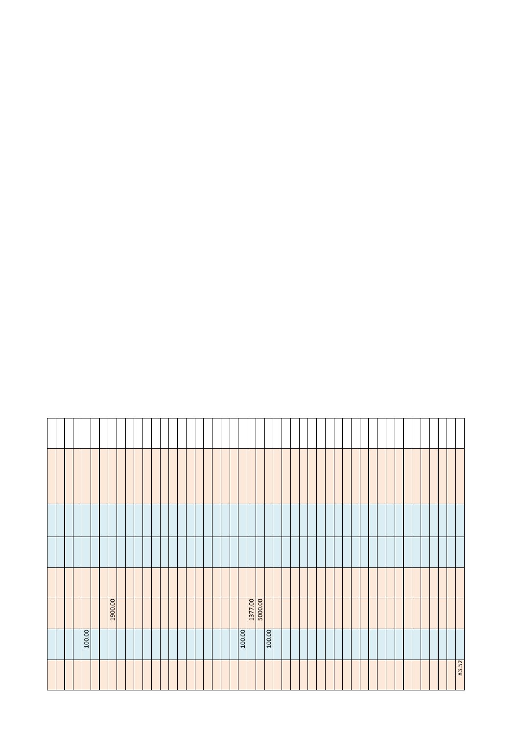| | | | | | | | |
|---|---|---|---|---|---|---|---|
| | | | | | | | |
| | | | | | | | |
| | | | | | | | |
| | | | | | | | |
| | 100.00 | | | | | | |
| | | | | | | | |
| | | | | | | | |
| | | 1900.00 | | | | | |
| | | | | | | | |
| | | | | | | | |
| | | | | | | | |
| | | | | | | | |
| | | | | | | | |
| | | | | | | | |
| | | | | | | | |
| | | | | | | | |
| | | | | | | | |
| | | | | | | | |
| | | | | | | | |
| | | | | | | | |
| | | | | | | | |
| | | | | | | | |
| | 100.00 | | | | | | |
| | | 1377.00 | | | | | |
| | | 5000.00 | | | | | |
| | 100.00 | | | | | | |
| | | | | | | | |
| | | | | | | | |
| | | | | | | | |
| | | | | | | | |
| | | | | | | | |
| | | | | | | | |
| | | | | | | | |
| | | | | | | | |
| | | | | | | | |
| | | | | | | | |
| | | | | | | | |
| | | | | | | | |
| | | | | | | | |
| | | | | | | | |
| | | | | | | | |
| | | | | | | | |
| | | | | | | | |
| | | | | | | | |
| | | | | | | | |
| | | | | | | | |
| | | | | | | | |
| 83.52 | | | | | | | |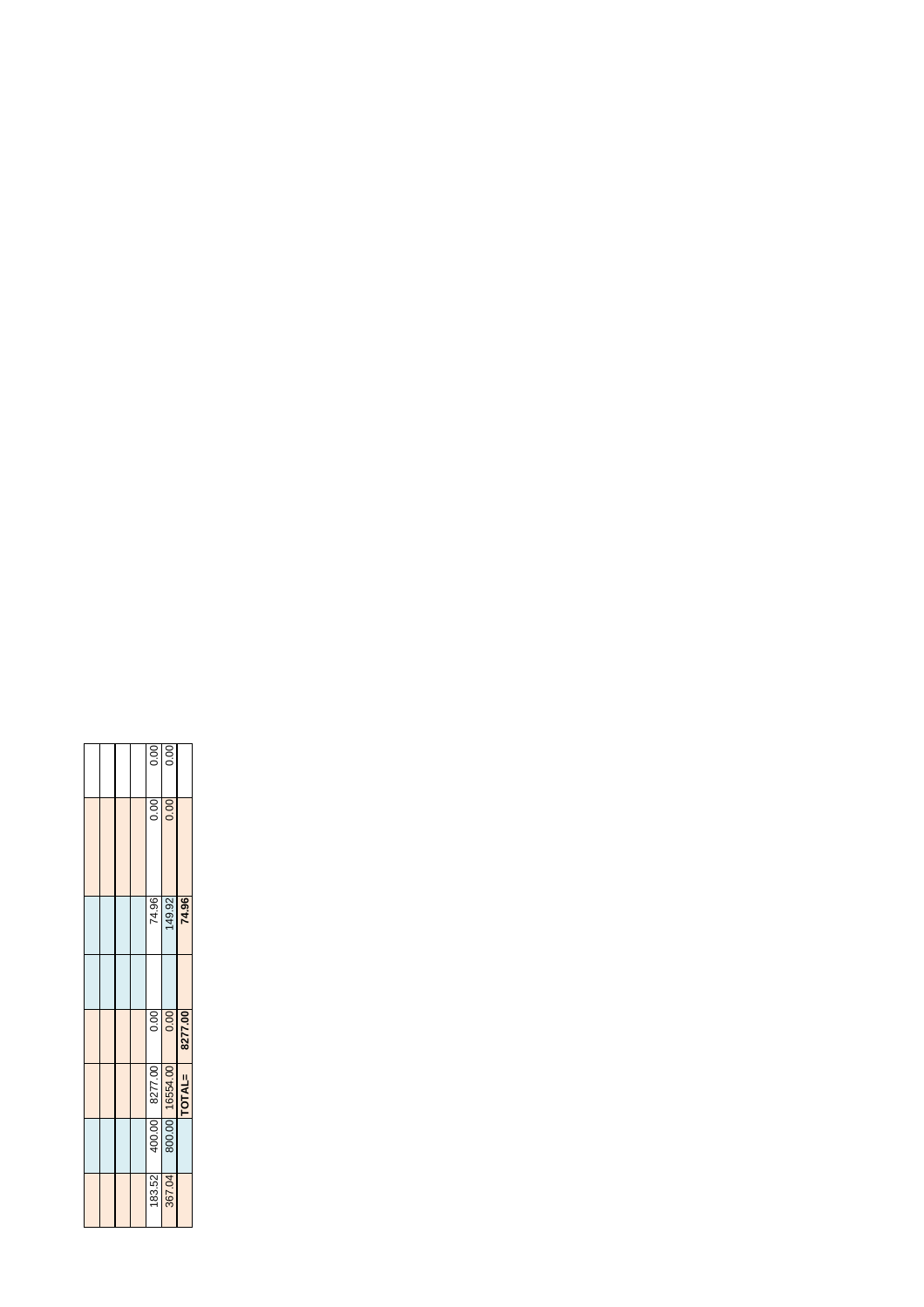| | | | | | | | |
|---|---|---|---|---|---|---|---|
| | | | | | | | |
| | | | | | | | |
| | | | | | | | |
| | | | | | | | |
| 183.52 | 400.00 | 8277.00 | 0.00 | | 74.96 | 0.00 | 0.00 |
| 367.04 | 800.00 | 16554.00 | 0.00 | | 149.92 | 0.00 | 0.00 |
| | | **TOTAL=** | **8277.00** | | **74.96** | | |